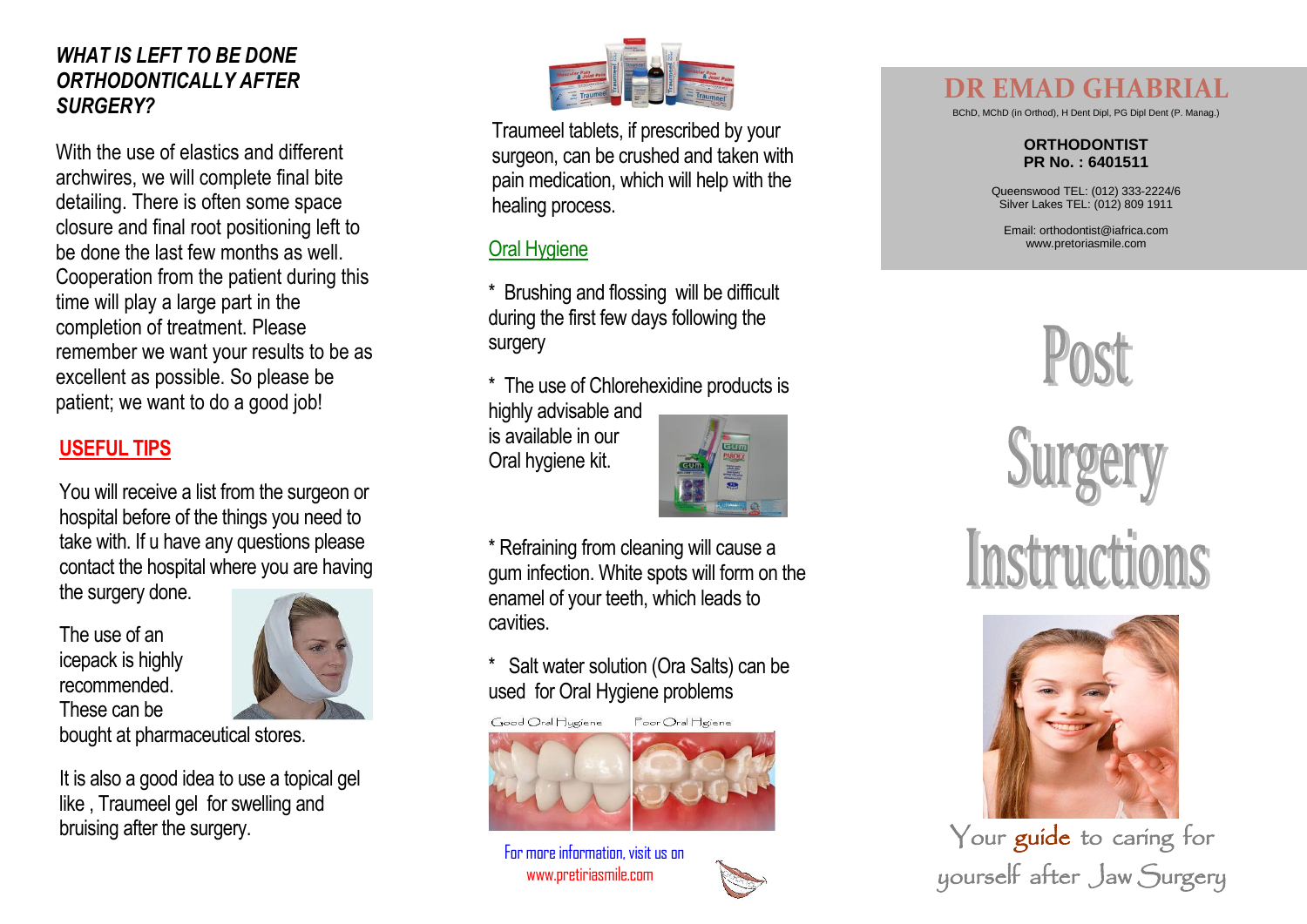### *WHAT IS LEFT TO BE DONE ORTHODONTICALLY AFTER SURGERY?*

With the use of elastics and different archwires, we will complete final bite detailing. There is often some space closure and final root positioning left to be done the last few months as well. Cooperation from the patient during this time will play a large part in the completion of treatment. Please remember we want your results to be as excellent as possible. So please be patient; we want to do a good job!

## USEFUL TIPS

You will receive a list from the surgeon or hospital before of the things you need to take with. If u have any questions please contact the hospital where you are having the surgery done.

The use of an icepack is highly recommended. These can be bought at pharmaceutical stores.

It is also a good idea to use a topical gel like , Traumeel gel for swelling and bruising after the surgery.

Traumeel tablets, if prescribed by your surgeon, can be crushed and taken with pain medication, which will help with the healing process.

## Oral Hygiene

* Brushing and flossing will be difficult during the first few days following the surgery

* The use of Chlorehexidine products is highly advisable and is available in our Oral hygiene kit.

* Refraining from cleaning will cause a gum infection. White spots will form on the enamel of your teeth, which leads to cavities.

* Salt water solution (Ora Salts) can be used for Oral Hygiene problems

Good Oral Hygiene Poor Oral Hgiene

For more information, visit us on www.pretiriasmile.com

# DR EMAD GHABRIAL

BChD, MChD (in Orthod), H Dent Dipl, PG Dipl Dent (P. Manag.)

**ORTHODONTIST**
**PR No. : 6401511**

Queenswood TEL: (012) 333-2224/6
Silver Lakes TEL: (012) 809 1911

Email: orthodontist@iafrica.com
www.pretoriasmile.com

# Post Surgery Instructions

Your guide to caring for yourself after Jaw Surgery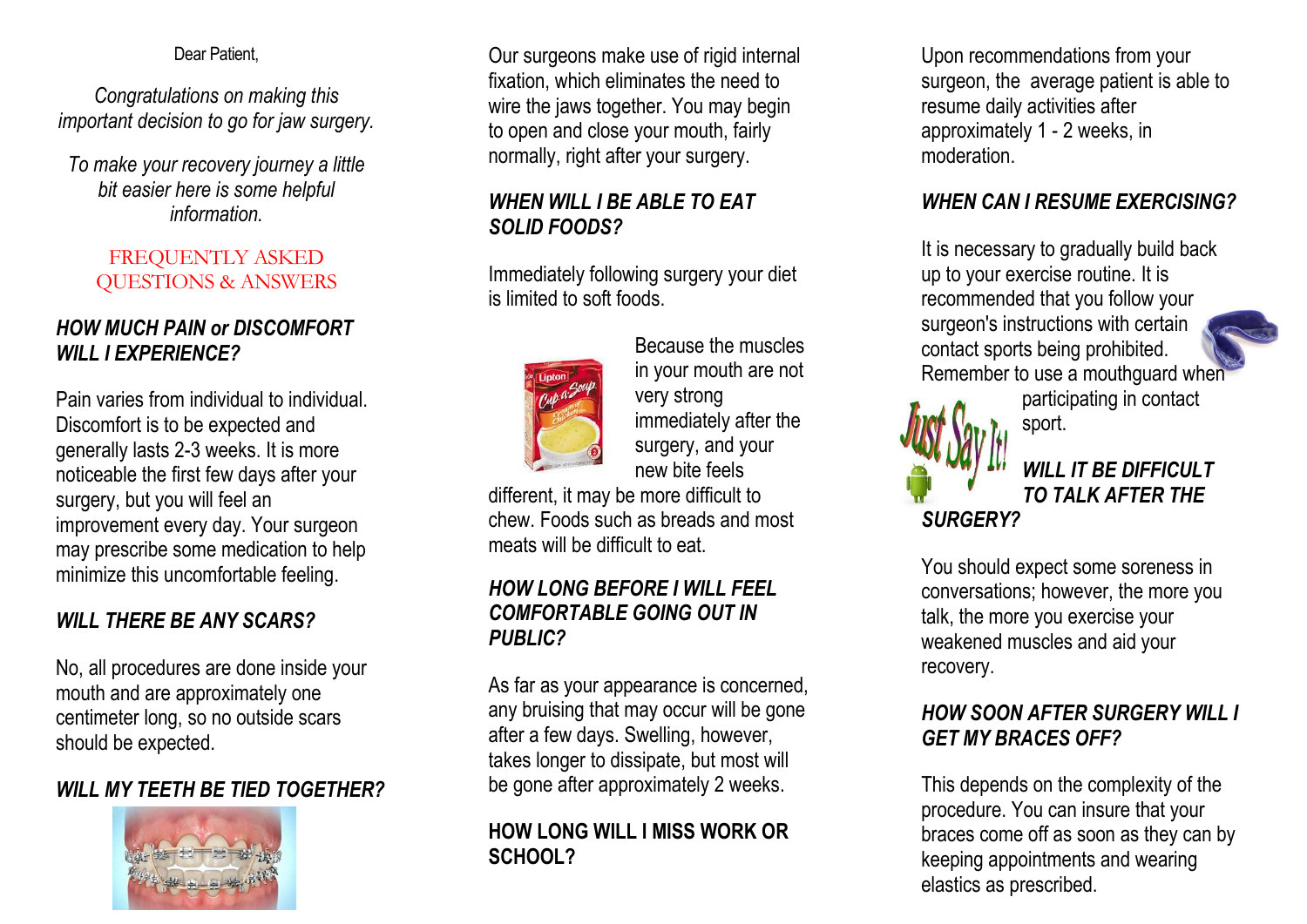Dear Patient,

*Congratulations on making this important decision to go for jaw surgery.*

*To make your recovery journey a little bit easier here is some helpful information.*

## FREQUENTLY ASKED QUESTIONS & ANSWERS

### *HOW MUCH PAIN or DISCOMFORT WILL I EXPERIENCE?*

Pain varies from individual to individual. Discomfort is to be expected and generally lasts 2-3 weeks. It is more noticeable the first few days after your surgery, but you will feel an improvement every day. Your surgeon may prescribe some medication to help minimize this uncomfortable feeling.

### *WILL THERE BE ANY SCARS?*

No, all procedures are done inside your mouth and are approximately one centimeter long, so no outside scars should be expected.

### *WILL MY TEETH BE TIED TOGETHER?*

Our surgeons make use of rigid internal fixation, which eliminates the need to wire the jaws together. You may begin to open and close your mouth, fairly normally, right after your surgery.

### *WHEN WILL I BE ABLE TO EAT SOLID FOODS?*

Immediately following surgery your diet is limited to soft foods.

Because the muscles in your mouth are not very strong immediately after the surgery, and your new bite feels different, it may be more difficult to chew. Foods such as breads and most meats will be difficult to eat.

### *HOW LONG BEFORE I WILL FEEL COMFORTABLE GOING OUT IN PUBLIC?*

As far as your appearance is concerned, any bruising that may occur will be gone after a few days. Swelling, however, takes longer to dissipate, but most will be gone after approximately 2 weeks.

### HOW LONG WILL I MISS WORK OR SCHOOL?

Upon recommendations from your surgeon, the average patient is able to resume daily activities after approximately 1 - 2 weeks, in moderation.

### *WHEN CAN I RESUME EXERCISING?*

It is necessary to gradually build back up to your exercise routine. It is recommended that you follow your surgeon's instructions with certain contact sports being prohibited. Remember to use a mouthguard when participating in contact sport.

### *WILL IT BE DIFFICULT TO TALK AFTER THE SURGERY?*

You should expect some soreness in conversations; however, the more you talk, the more you exercise your weakened muscles and aid your recovery.

### *HOW SOON AFTER SURGERY WILL I GET MY BRACES OFF?*

This depends on the complexity of the procedure. You can insure that your braces come off as soon as they can by keeping appointments and wearing elastics as prescribed.